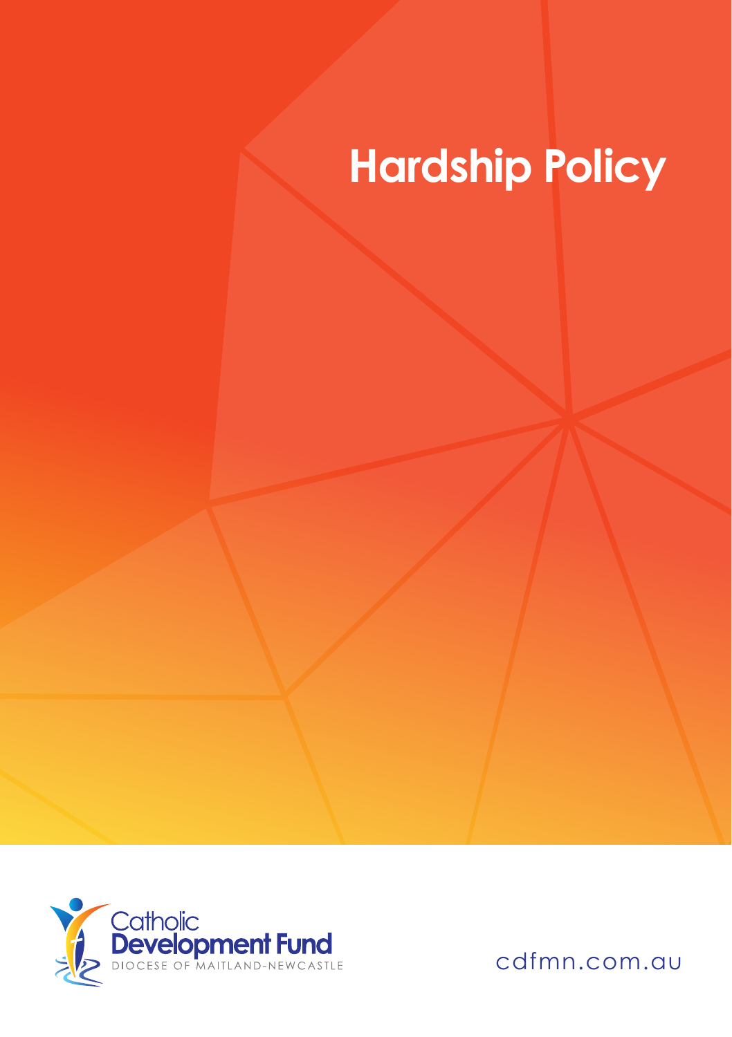# Hardship Policy

Catholic
**Development Fund**
DIOCESE OF MAITLAND-NEWCASTLE

cdfmn.com.au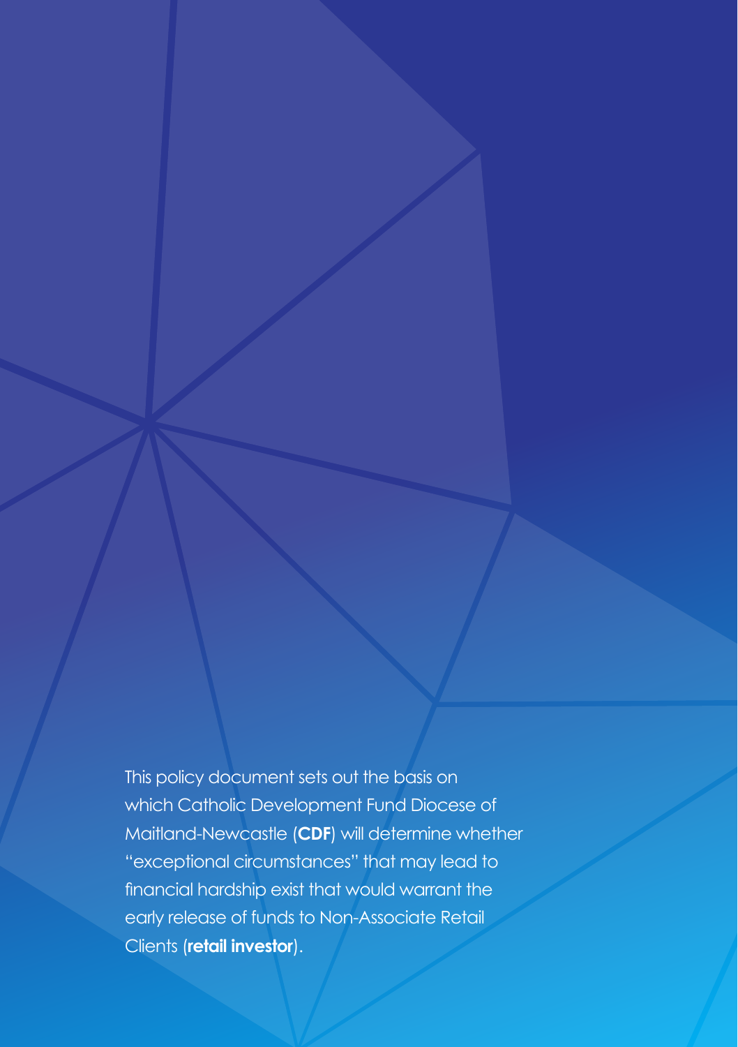This policy document sets out the basis on which Catholic Development Fund Diocese of Maitland-Newcastle (**CDF**) will determine whether "exceptional circumstances" that may lead to financial hardship exist that would warrant the early release of funds to Non-Associate Retail Clients (**retail investor**).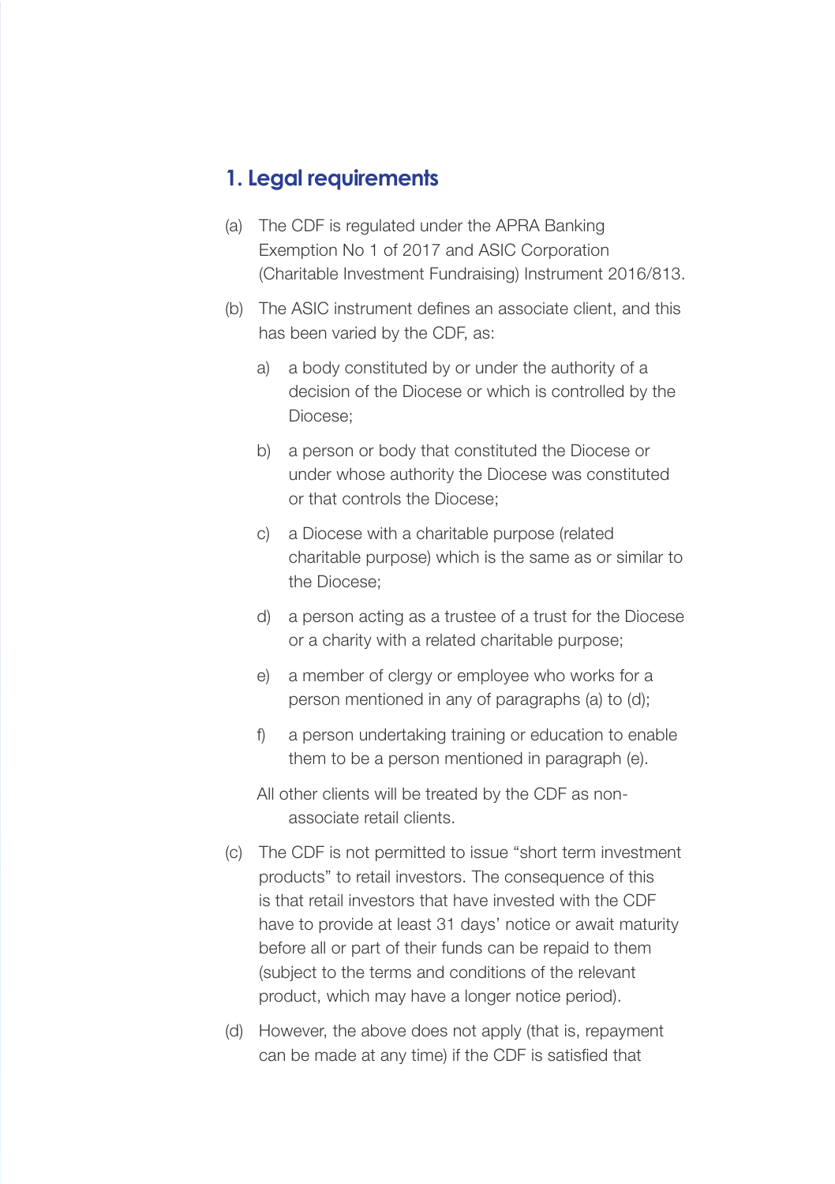## 1. Legal requirements

(a) The CDF is regulated under the APRA Banking Exemption No 1 of 2017 and ASIC Corporation (Charitable Investment Fundraising) Instrument 2016/813.

(b) The ASIC instrument defines an associate client, and this has been varied by the CDF, as:

   a) a body constituted by or under the authority of a decision of the Diocese or which is controlled by the Diocese;

   b) a person or body that constituted the Diocese or under whose authority the Diocese was constituted or that controls the Diocese;

   c) a Diocese with a charitable purpose (related charitable purpose) which is the same as or similar to the Diocese;

   d) a person acting as a trustee of a trust for the Diocese or a charity with a related charitable purpose;

   e) a member of clergy or employee who works for a person mentioned in any of paragraphs (a) to (d);

   f) a person undertaking training or education to enable them to be a person mentioned in paragraph (e).

   All other clients will be treated by the CDF as non-associate retail clients.

(c) The CDF is not permitted to issue "short term investment products" to retail investors. The consequence of this is that retail investors that have invested with the CDF have to provide at least 31 days' notice or await maturity before all or part of their funds can be repaid to them (subject to the terms and conditions of the relevant product, which may have a longer notice period).

(d) However, the above does not apply (that is, repayment can be made at any time) if the CDF is satisfied that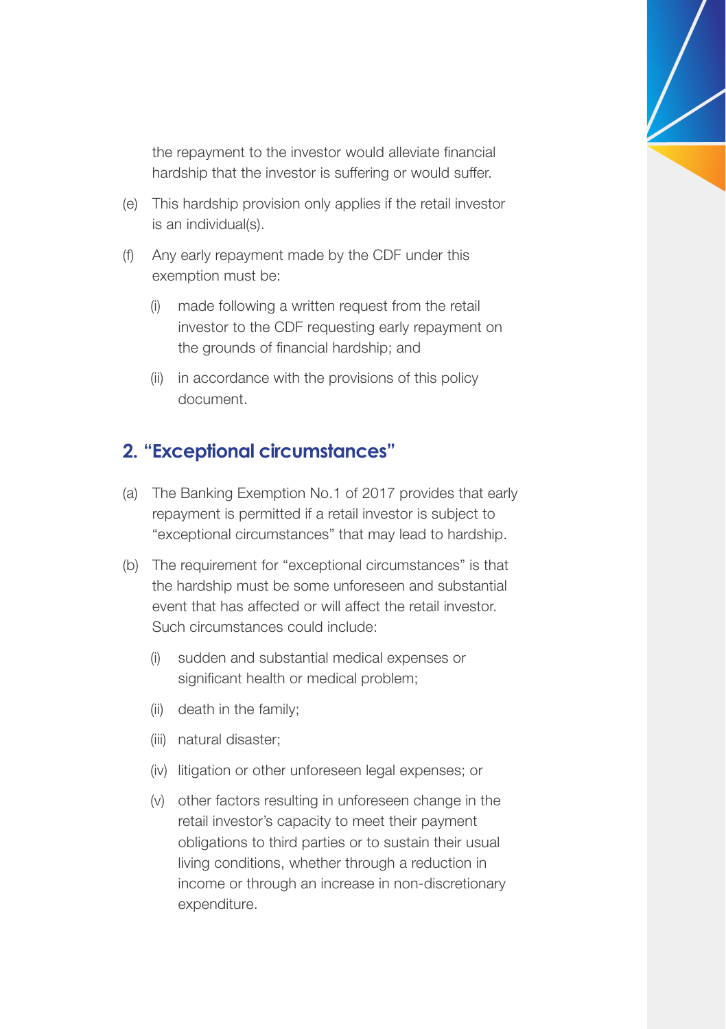the repayment to the investor would alleviate financial hardship that the investor is suffering or would suffer.

(e) This hardship provision only applies if the retail investor is an individual(s).

(f) Any early repayment made by the CDF under this exemption must be:

  (i) made following a written request from the retail investor to the CDF requesting early repayment on the grounds of financial hardship; and

  (ii) in accordance with the provisions of this policy document.

## 2. "Exceptional circumstances"

(a) The Banking Exemption No.1 of 2017 provides that early repayment is permitted if a retail investor is subject to "exceptional circumstances" that may lead to hardship.

(b) The requirement for "exceptional circumstances" is that the hardship must be some unforeseen and substantial event that has affected or will affect the retail investor. Such circumstances could include:

  (i) sudden and substantial medical expenses or significant health or medical problem;

  (ii) death in the family;

  (iii) natural disaster;

  (iv) litigation or other unforeseen legal expenses; or

  (v) other factors resulting in unforeseen change in the retail investor's capacity to meet their payment obligations to third parties or to sustain their usual living conditions, whether through a reduction in income or through an increase in non-discretionary expenditure.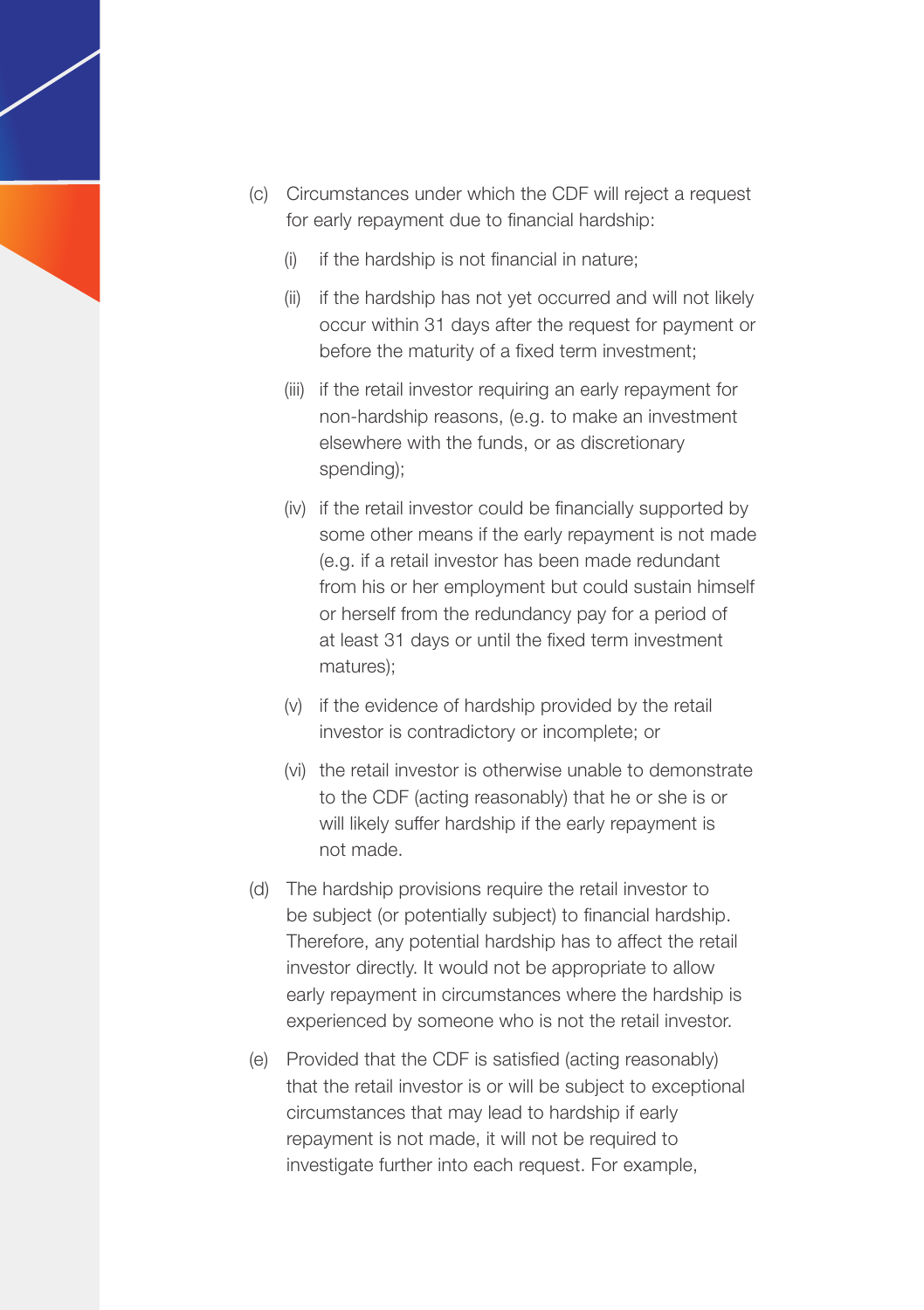(c) Circumstances under which the CDF will reject a request for early repayment due to financial hardship:

   (i) if the hardship is not financial in nature;

   (ii) if the hardship has not yet occurred and will not likely occur within 31 days after the request for payment or before the maturity of a fixed term investment;

   (iii) if the retail investor requiring an early repayment for non-hardship reasons, (e.g. to make an investment elsewhere with the funds, or as discretionary spending);

   (iv) if the retail investor could be financially supported by some other means if the early repayment is not made (e.g. if a retail investor has been made redundant from his or her employment but could sustain himself or herself from the redundancy pay for a period of at least 31 days or until the fixed term investment matures);

   (v) if the evidence of hardship provided by the retail investor is contradictory or incomplete; or

   (vi) the retail investor is otherwise unable to demonstrate to the CDF (acting reasonably) that he or she is or will likely suffer hardship if the early repayment is not made.

(d) The hardship provisions require the retail investor to be subject (or potentially subject) to financial hardship. Therefore, any potential hardship has to affect the retail investor directly. It would not be appropriate to allow early repayment in circumstances where the hardship is experienced by someone who is not the retail investor.

(e) Provided that the CDF is satisfied (acting reasonably) that the retail investor is or will be subject to exceptional circumstances that may lead to hardship if early repayment is not made, it will not be required to investigate further into each request. For example,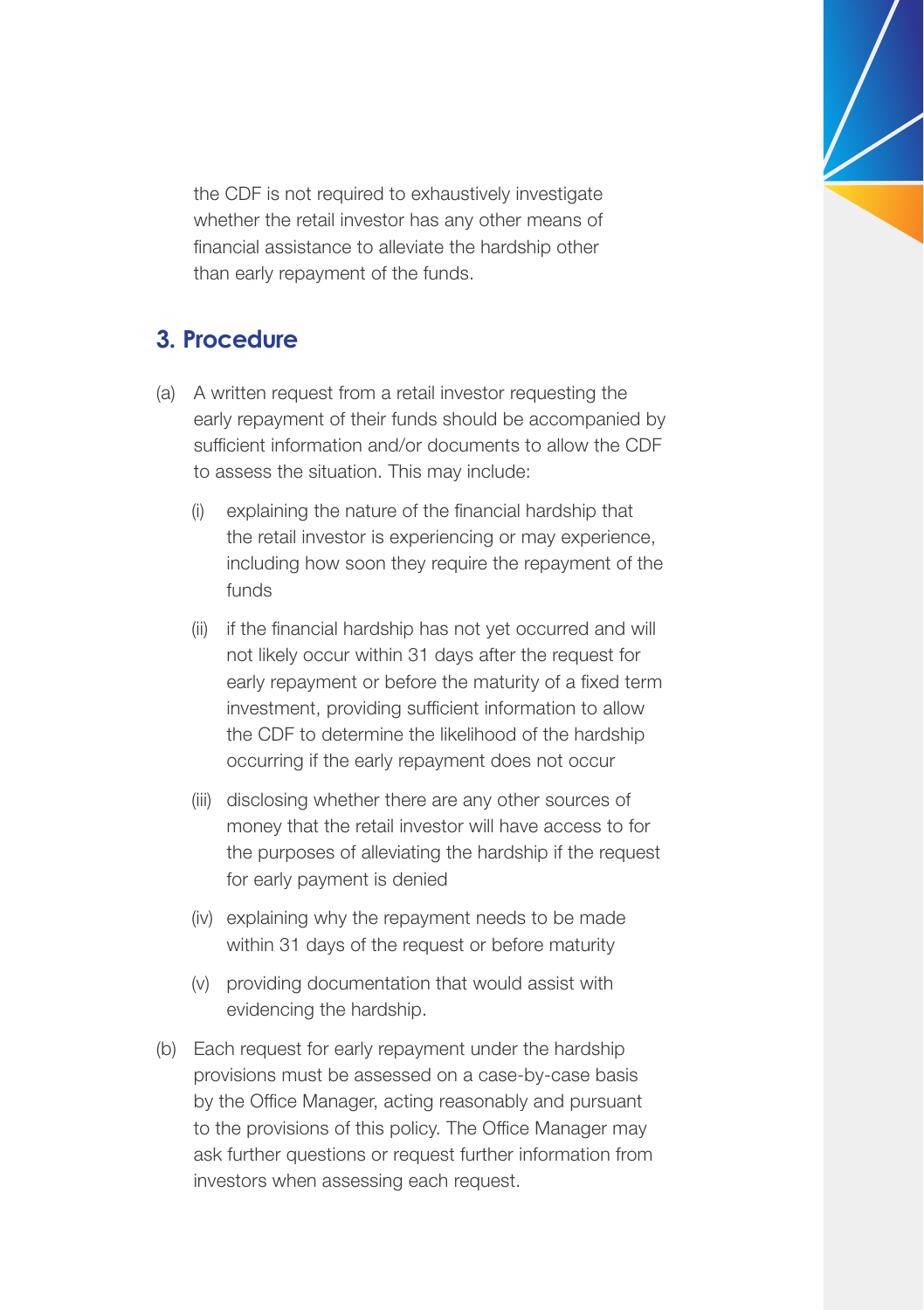the CDF is not required to exhaustively investigate whether the retail investor has any other means of financial assistance to alleviate the hardship other than early repayment of the funds.

## 3. Procedure

(a) A written request from a retail investor requesting the early repayment of their funds should be accompanied by sufficient information and/or documents to allow the CDF to assess the situation. This may include:

  (i) explaining the nature of the financial hardship that the retail investor is experiencing or may experience, including how soon they require the repayment of the funds

  (ii) if the financial hardship has not yet occurred and will not likely occur within 31 days after the request for early repayment or before the maturity of a fixed term investment, providing sufficient information to allow the CDF to determine the likelihood of the hardship occurring if the early repayment does not occur

  (iii) disclosing whether there are any other sources of money that the retail investor will have access to for the purposes of alleviating the hardship if the request for early payment is denied

  (iv) explaining why the repayment needs to be made within 31 days of the request or before maturity

  (v) providing documentation that would assist with evidencing the hardship.

(b) Each request for early repayment under the hardship provisions must be assessed on a case-by-case basis by the Office Manager, acting reasonably and pursuant to the provisions of this policy. The Office Manager may ask further questions or request further information from investors when assessing each request.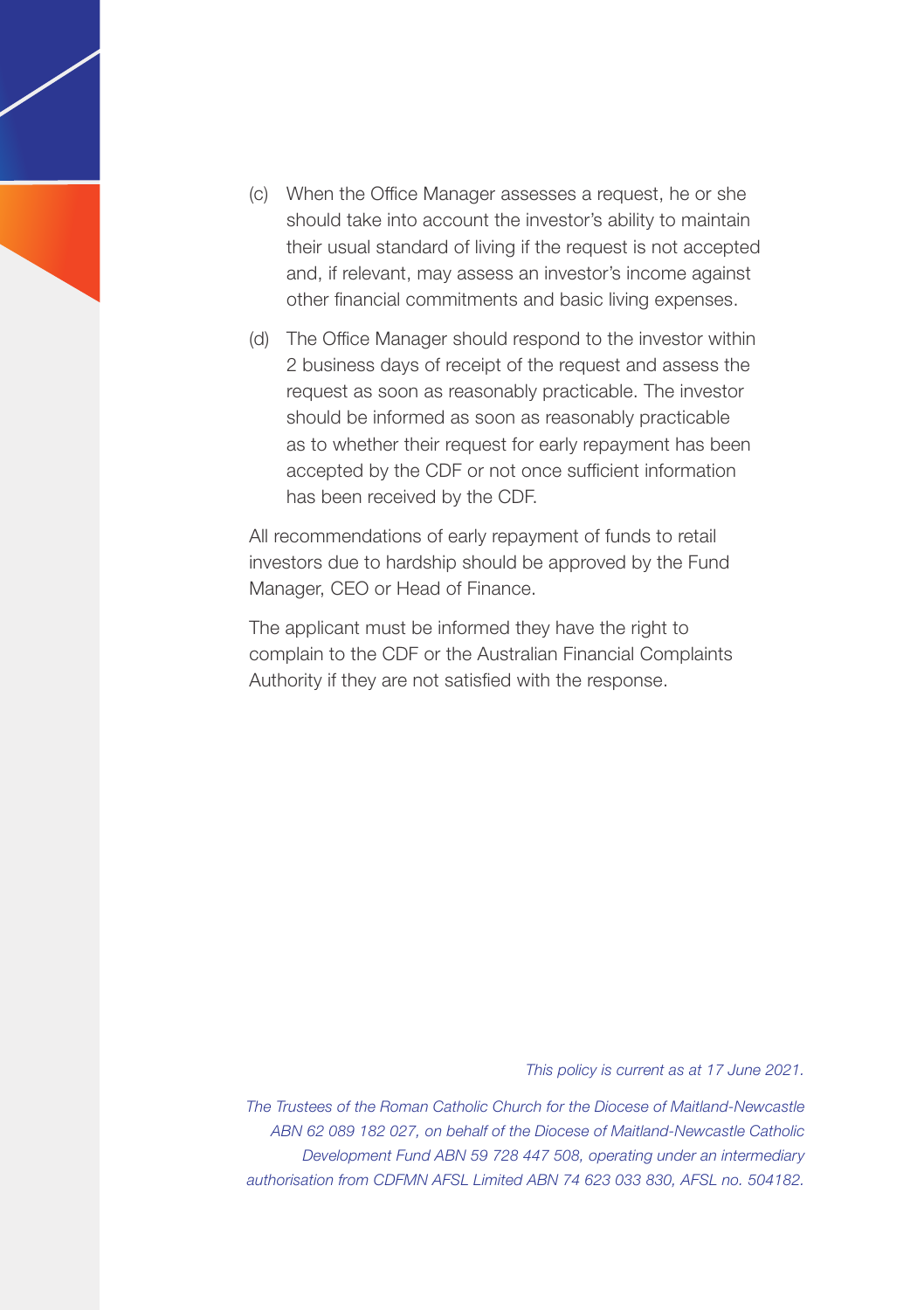(c) When the Office Manager assesses a request, he or she should take into account the investor's ability to maintain their usual standard of living if the request is not accepted and, if relevant, may assess an investor's income against other financial commitments and basic living expenses.

(d) The Office Manager should respond to the investor within 2 business days of receipt of the request and assess the request as soon as reasonably practicable. The investor should be informed as soon as reasonably practicable as to whether their request for early repayment has been accepted by the CDF or not once sufficient information has been received by the CDF.

All recommendations of early repayment of funds to retail investors due to hardship should be approved by the Fund Manager, CEO or Head of Finance.

The applicant must be informed they have the right to complain to the CDF or the Australian Financial Complaints Authority if they are not satisfied with the response.

*This policy is current as at 17 June 2021.*

*The Trustees of the Roman Catholic Church for the Diocese of Maitland-Newcastle ABN 62 089 182 027, on behalf of the Diocese of Maitland-Newcastle Catholic Development Fund ABN 59 728 447 508, operating under an intermediary authorisation from CDFMN AFSL Limited ABN 74 623 033 830, AFSL no. 504182.*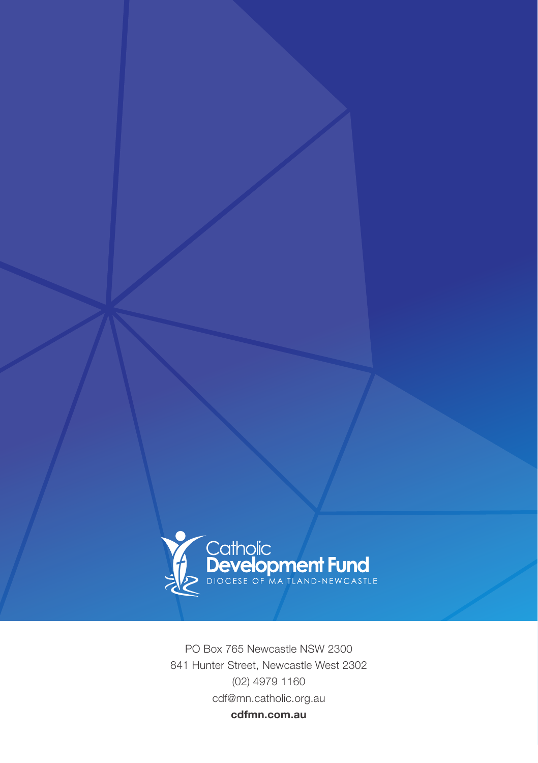Catholic
**Development Fund**
DIOCESE OF MAITLAND-NEWCASTLE

PO Box 765 Newcastle NSW 2300
841 Hunter Street, Newcastle West 2302
(02) 4979 1160
cdf@mn.catholic.org.au
**cdfmn.com.au**